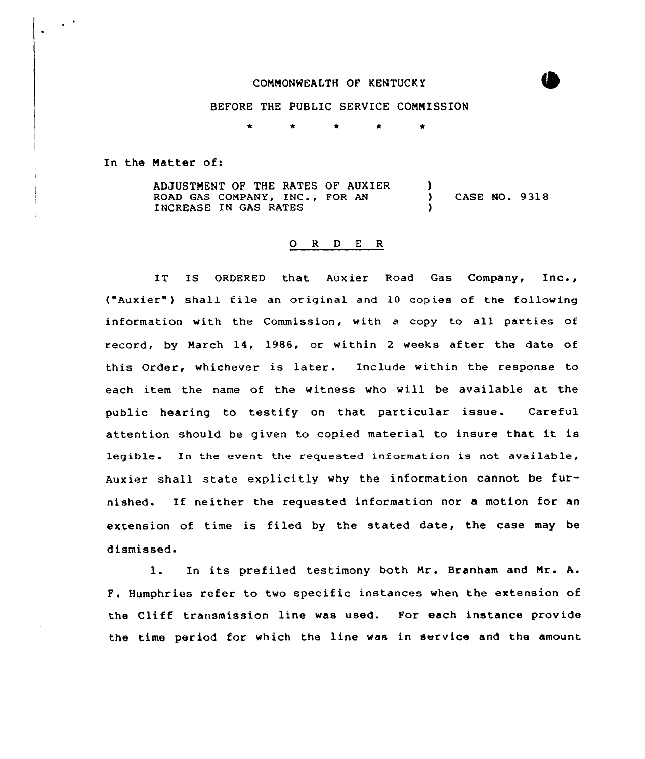COMMONWEALTH OF KENTUCKY

BEFORE THE PUBLIC SERVICE COMMISSION

\* \* \* \* \*

In the Matter of:

ADJUSTMENT OF THE RATES OF AUXIER ROAD GAS COMPANY, INC., FOR AN INCREASE IN GAS RATES ) CASE NO. 9318

## O R D E R

IT IS ORDERED that Auxier Road Gas Company, Inc., ("Auxier") shall file an original and 10 copies of the following information with the Commission, with a copy to all parties of record, by March 14, 1986, or within 2 weeks after the date of this Order, whichever is later. Include within the response to each item the name of the witness who will be available at the public hearing to testify on that particular issue. Careful attention should be given to copied material to insure that it is legible. In the event the requested information is not available, Auxier shall state explicitly why the information cannot be furnished. If neither the requested information nor a motion for an extension of time is filed by the stated date, the case may be dismissed.

1. In its prefiled testimony both Mr. Branham and Mr. A. F. Humphries refer to two specific instances when the extension of the Cliff transmission line was used. For each instance provide the time period for which the line was in service and the amount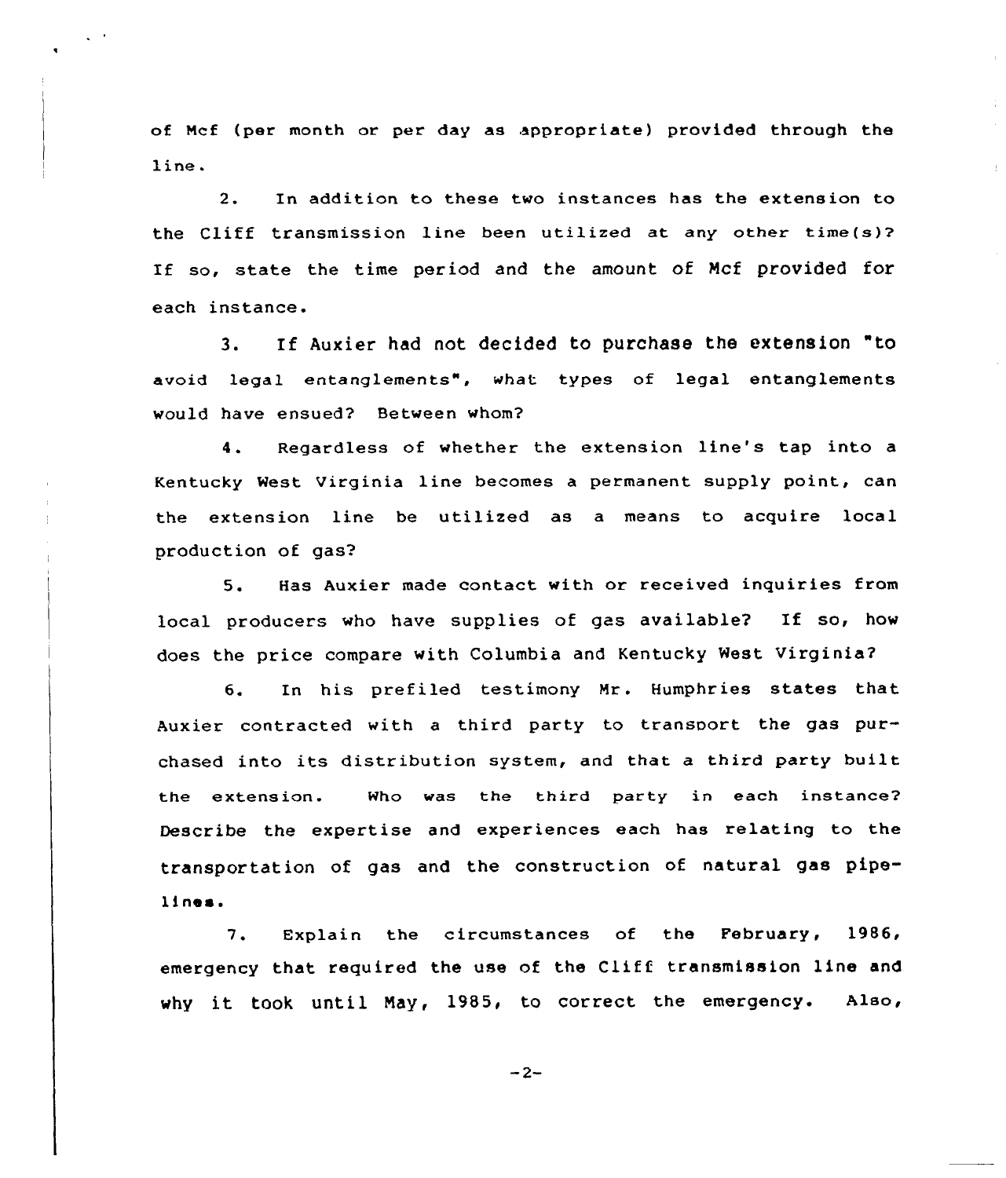of Mcf (per month or per day as appropriate) provided through the line.

2. In addition to these two instances has the extension to the Cliff transmission line been utilized at any other time(s)? If so, state the time period and the amount of Mcf provided for each instance.

3. If Auxier had not decided to purchase the extension "to avoid legal entanglements", what types of legal entanglements would have ensued? Between whom?

4. Regardless of whether the extension line's tap into a Kentucky West Virginia line becomes a permanent supply point, can the extension line be utilized as a means to acquire local production of gas?

5. Has Auxier made contact with or received inquiries from local producers who have supplies of gas available? If so, how does the price compare with Columbia and Kentucky West Virginia?

6. In his prefiled testimony Mr. Humphries states that Auxier contracted with a third party to transport the gas purchased into its distribution system, and that a third party built the extension. Who was the third party in each instance? Describe the expertise and experiences each has relating to the transportation of gas and the construction of natural gas pipelines.

7. Explain the circumstances of the February, 1986, emergency that required the use of the Cliff transmission line and why it took until May, 1985, to correct the emergency. Also,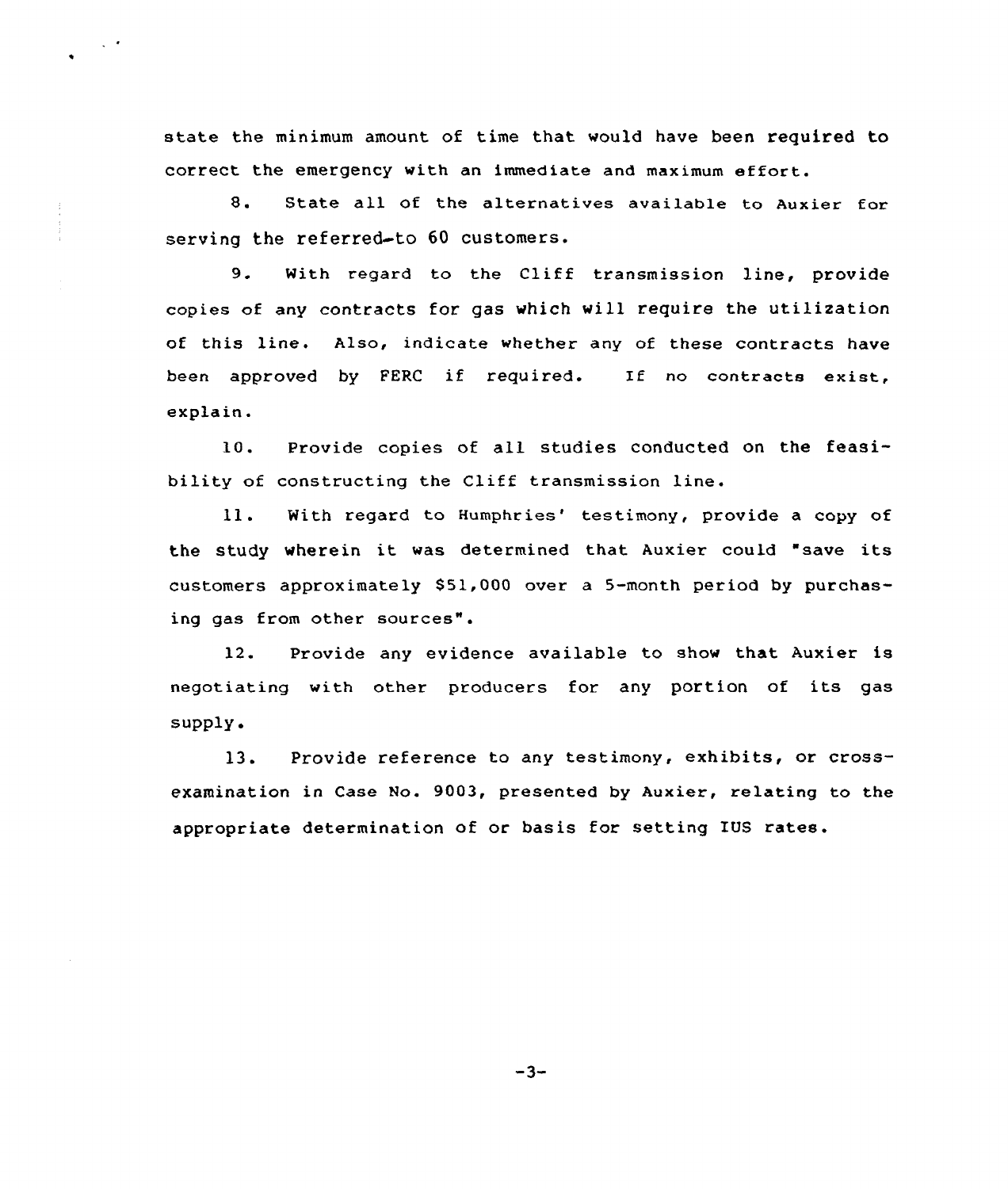state the minimum amount of time that would have been required to correct the emergency with an immediate and maximum effort.

8. State all of the alternatives available to Auxier for serving the referred-to 60 customers.

9. With regard to the Cliff transmission line, provide copies of any contracts for gas which will require the utilization of this line. Also, indicate whether any of these contracts have been approved by FERC if required. If no contracts exist, explain.

10. Provide copies of all studies conducted on the feasibility of constructing the Cliff transmission line.

11. With regard to Humphries' testimony, provide a copy of the study wherein it was determined that Auxier could "save its customers approximately $51,000 over a 5-month period by purchasing gas from other sources".

12. Provide any evidence available to show that Auxier is negotiating with other producers for any portion of its gas supply.

13. Provide reference to any testimony, exhibits, or cross-examination in Case No. 9003, presented by Auxier, relating to the appropriate determination of or basis for setting IUS rates.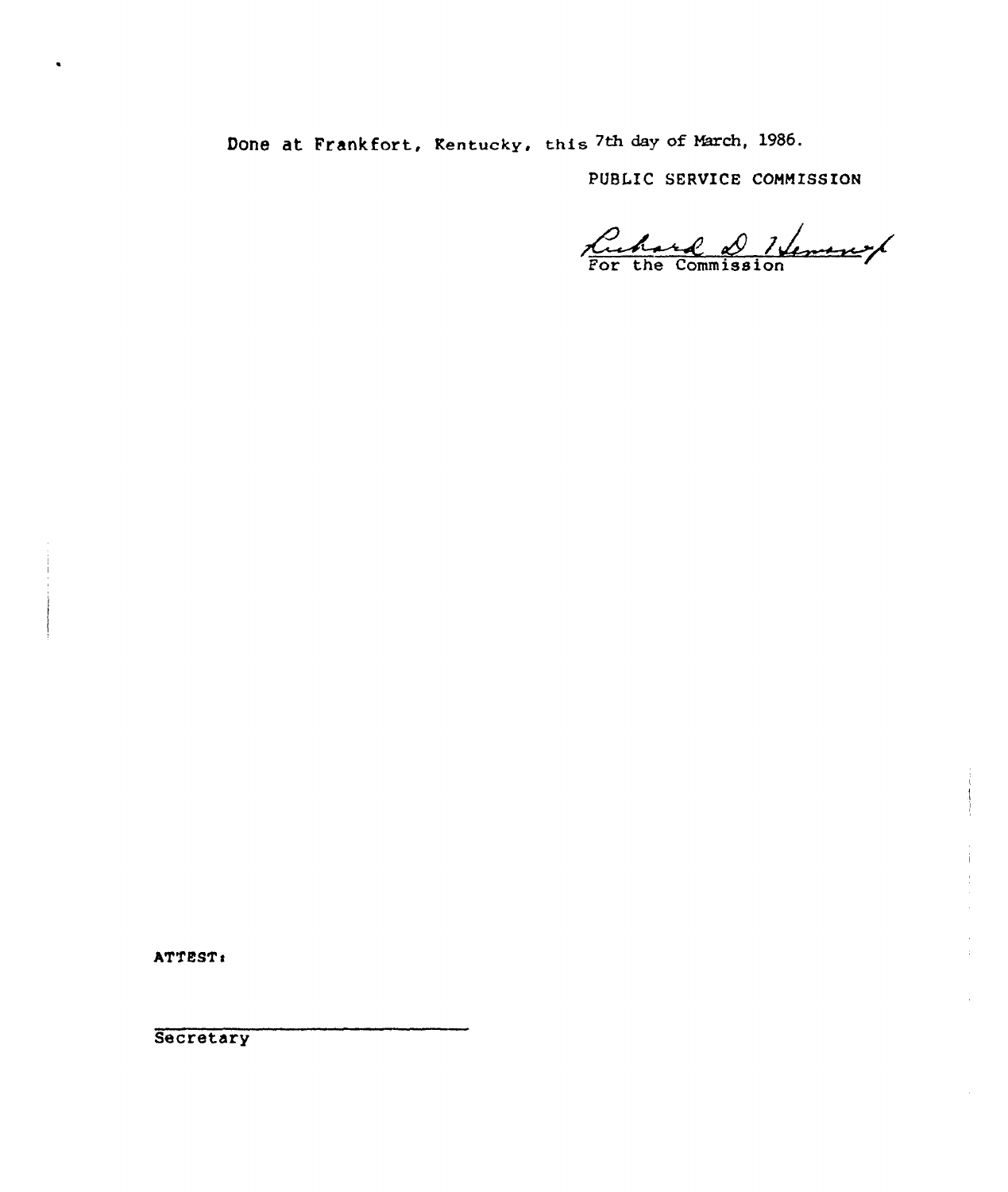Done at Frankfort, Kentucky, this 7th day of March, 1986.

PUBLIC SERVICE COMMISSION

Richard D. Heman Jr.

For the Commission

ATTEST:

Secretary